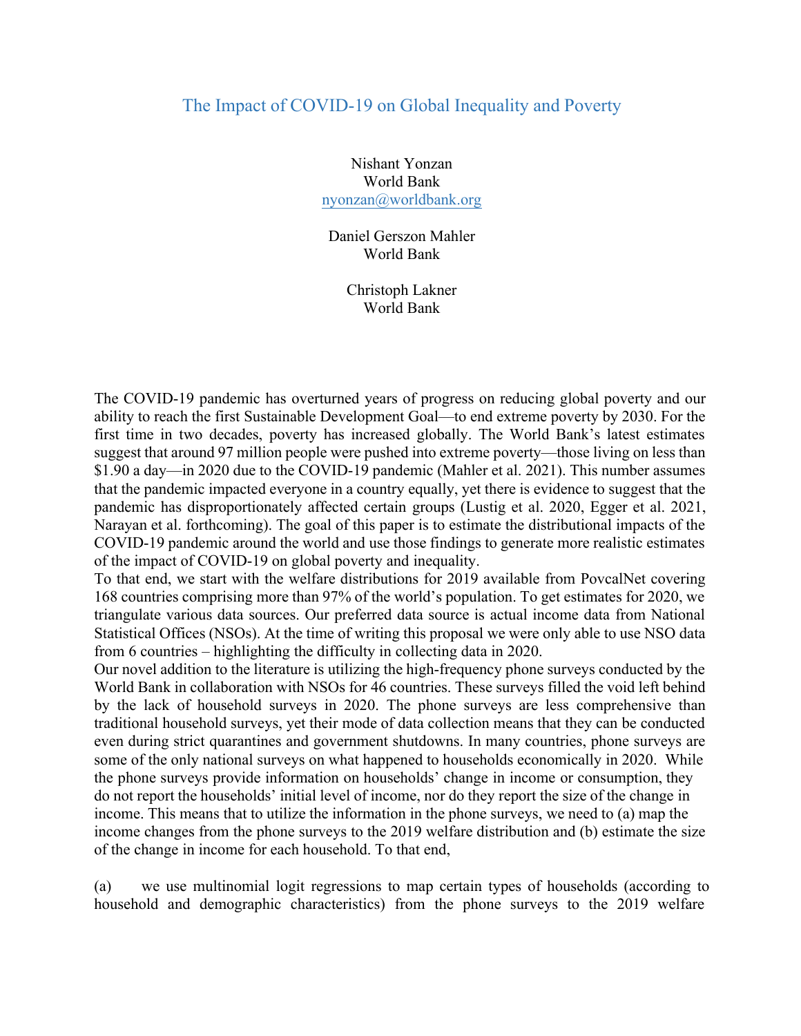# The Impact of COVID-19 on Global Inequality and Poverty

Nishant Yonzan
World Bank
nyonzan@worldbank.org

Daniel Gerszon Mahler
World Bank

Christoph Lakner
World Bank

The COVID-19 pandemic has overturned years of progress on reducing global poverty and our ability to reach the first Sustainable Development Goal—to end extreme poverty by 2030. For the first time in two decades, poverty has increased globally. The World Bank's latest estimates suggest that around 97 million people were pushed into extreme poverty—those living on less than $1.90 a day—in 2020 due to the COVID-19 pandemic (Mahler et al. 2021). This number assumes that the pandemic impacted everyone in a country equally, yet there is evidence to suggest that the pandemic has disproportionately affected certain groups (Lustig et al. 2020, Egger et al. 2021, Narayan et al. forthcoming). The goal of this paper is to estimate the distributional impacts of the COVID-19 pandemic around the world and use those findings to generate more realistic estimates of the impact of COVID-19 on global poverty and inequality.

To that end, we start with the welfare distributions for 2019 available from PovcalNet covering 168 countries comprising more than 97% of the world's population. To get estimates for 2020, we triangulate various data sources. Our preferred data source is actual income data from National Statistical Offices (NSOs). At the time of writing this proposal we were only able to use NSO data from 6 countries – highlighting the difficulty in collecting data in 2020.

Our novel addition to the literature is utilizing the high-frequency phone surveys conducted by the World Bank in collaboration with NSOs for 46 countries. These surveys filled the void left behind by the lack of household surveys in 2020. The phone surveys are less comprehensive than traditional household surveys, yet their mode of data collection means that they can be conducted even during strict quarantines and government shutdowns. In many countries, phone surveys are some of the only national surveys on what happened to households economically in 2020. While the phone surveys provide information on households' change in income or consumption, they do not report the households' initial level of income, nor do they report the size of the change in income. This means that to utilize the information in the phone surveys, we need to (a) map the income changes from the phone surveys to the 2019 welfare distribution and (b) estimate the size of the change in income for each household. To that end,

(a) we use multinomial logit regressions to map certain types of households (according to household and demographic characteristics) from the phone surveys to the 2019 welfare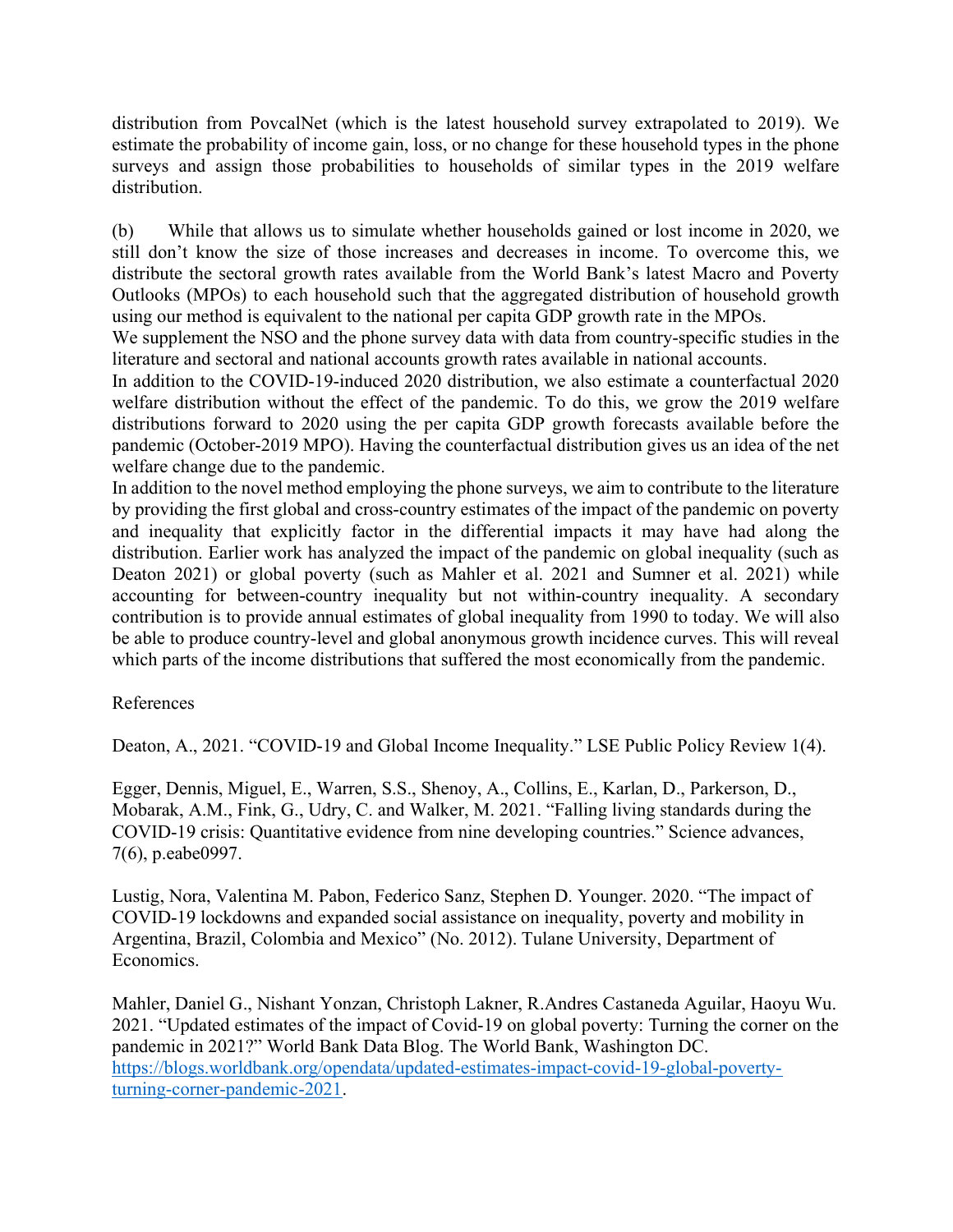distribution from PovcalNet (which is the latest household survey extrapolated to 2019). We estimate the probability of income gain, loss, or no change for these household types in the phone surveys and assign those probabilities to households of similar types in the 2019 welfare distribution.

(b) While that allows us to simulate whether households gained or lost income in 2020, we still don't know the size of those increases and decreases in income. To overcome this, we distribute the sectoral growth rates available from the World Bank's latest Macro and Poverty Outlooks (MPOs) to each household such that the aggregated distribution of household growth using our method is equivalent to the national per capita GDP growth rate in the MPOs.

We supplement the NSO and the phone survey data with data from country-specific studies in the literature and sectoral and national accounts growth rates available in national accounts.

In addition to the COVID-19-induced 2020 distribution, we also estimate a counterfactual 2020 welfare distribution without the effect of the pandemic. To do this, we grow the 2019 welfare distributions forward to 2020 using the per capita GDP growth forecasts available before the pandemic (October-2019 MPO). Having the counterfactual distribution gives us an idea of the net welfare change due to the pandemic.

In addition to the novel method employing the phone surveys, we aim to contribute to the literature by providing the first global and cross-country estimates of the impact of the pandemic on poverty and inequality that explicitly factor in the differential impacts it may have had along the distribution. Earlier work has analyzed the impact of the pandemic on global inequality (such as Deaton 2021) or global poverty (such as Mahler et al. 2021 and Sumner et al. 2021) while accounting for between-country inequality but not within-country inequality. A secondary contribution is to provide annual estimates of global inequality from 1990 to today. We will also be able to produce country-level and global anonymous growth incidence curves. This will reveal which parts of the income distributions that suffered the most economically from the pandemic.

References

Deaton, A., 2021. "COVID-19 and Global Income Inequality." LSE Public Policy Review 1(4).

Egger, Dennis, Miguel, E., Warren, S.S., Shenoy, A., Collins, E., Karlan, D., Parkerson, D., Mobarak, A.M., Fink, G., Udry, C. and Walker, M. 2021. "Falling living standards during the COVID-19 crisis: Quantitative evidence from nine developing countries." Science advances, 7(6), p.eabe0997.

Lustig, Nora, Valentina M. Pabon, Federico Sanz, Stephen D. Younger. 2020. "The impact of COVID-19 lockdowns and expanded social assistance on inequality, poverty and mobility in Argentina, Brazil, Colombia and Mexico" (No. 2012). Tulane University, Department of Economics.

Mahler, Daniel G., Nishant Yonzan, Christoph Lakner, R.Andres Castaneda Aguilar, Haoyu Wu. 2021. "Updated estimates of the impact of Covid-19 on global poverty: Turning the corner on the pandemic in 2021?" World Bank Data Blog. The World Bank, Washington DC. https://blogs.worldbank.org/opendata/updated-estimates-impact-covid-19-global-poverty-turning-corner-pandemic-2021.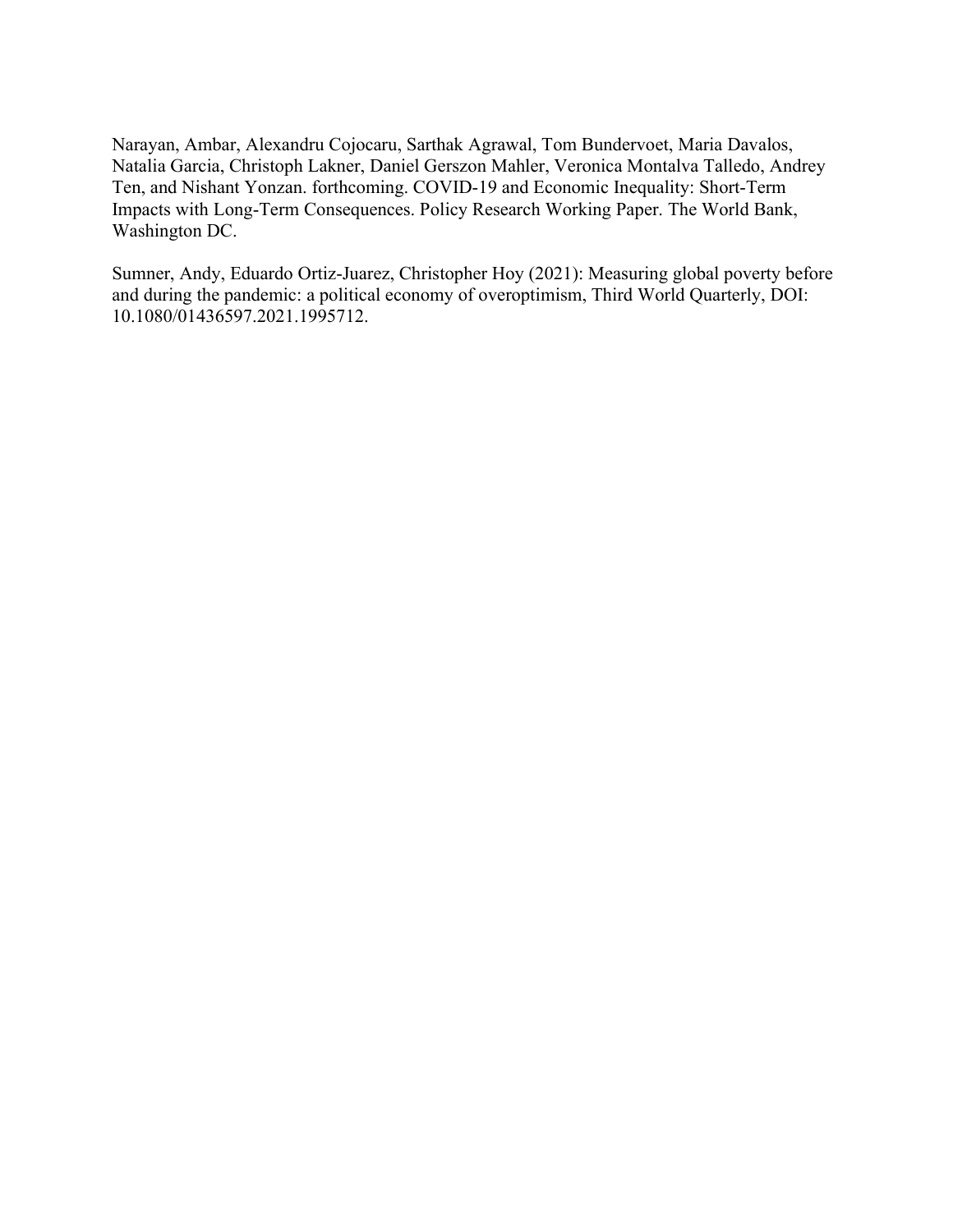Narayan, Ambar, Alexandru Cojocaru, Sarthak Agrawal, Tom Bundervoet, Maria Davalos, Natalia Garcia, Christoph Lakner, Daniel Gerszon Mahler, Veronica Montalva Talledo, Andrey Ten, and Nishant Yonzan. forthcoming. COVID-19 and Economic Inequality: Short-Term Impacts with Long-Term Consequences. Policy Research Working Paper. The World Bank, Washington DC.

Sumner, Andy, Eduardo Ortiz-Juarez, Christopher Hoy (2021): Measuring global poverty before and during the pandemic: a political economy of overoptimism, Third World Quarterly, DOI: 10.1080/01436597.2021.1995712.